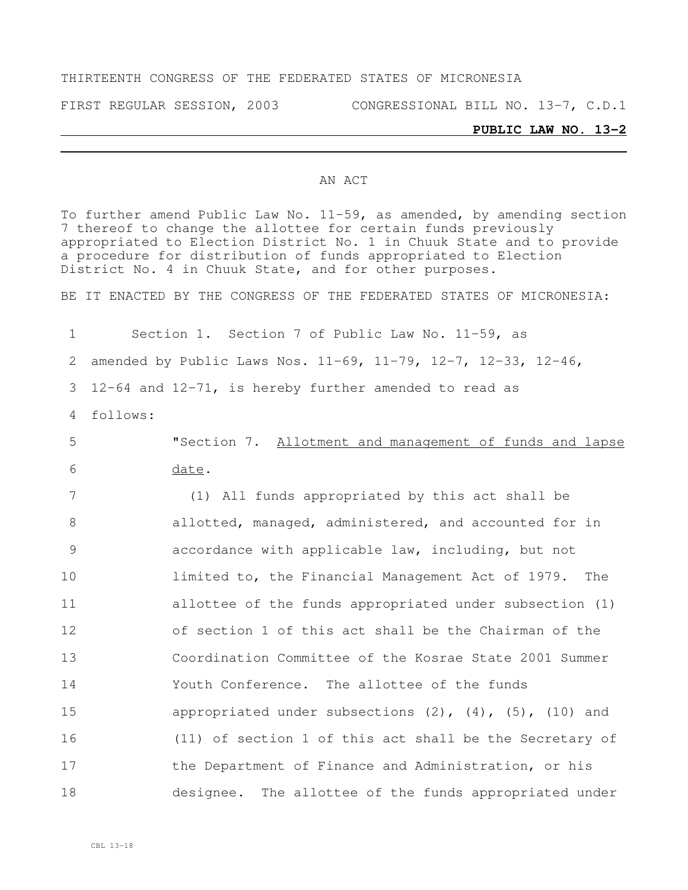THIRTEENTH CONGRESS OF THE FEDERATED STATES OF MICRONESIA

FIRST REGULAR SESSION, 2003 CONGRESSIONAL BILL NO. 13-7, C.D.1

**PUBLIC LAW NO. 13-2**

AN ACT

To further amend Public Law No. 11-59, as amended, by amending section 7 thereof to change the allottee for certain funds previously appropriated to Election District No. 1 in Chuuk State and to provide a procedure for distribution of funds appropriated to Election District No. 4 in Chuuk State, and for other purposes.

BE IT ENACTED BY THE CONGRESS OF THE FEDERATED STATES OF MICRONESIA:

Section 1. Section 7 of Public Law No. 11-59, as amended by Public Laws Nos. 11-69, 11-79, 12-7, 12-33, 12-46, 12-64 and 12-71, is hereby further amended to read as follows:

"Section 7. Allotment and management of funds and lapse date.

(1) All funds appropriated by this act shall be allotted, managed, administered, and accounted for in accordance with applicable law, including, but not limited to, the Financial Management Act of 1979. The allottee of the funds appropriated under subsection (1) of section 1 of this act shall be the Chairman of the Coordination Committee of the Kosrae State 2001 Summer Youth Conference. The allottee of the funds appropriated under subsections (2), (4), (5), (10) and (11) of section 1 of this act shall be the Secretary of the Department of Finance and Administration, or his designee. The allottee of the funds appropriated under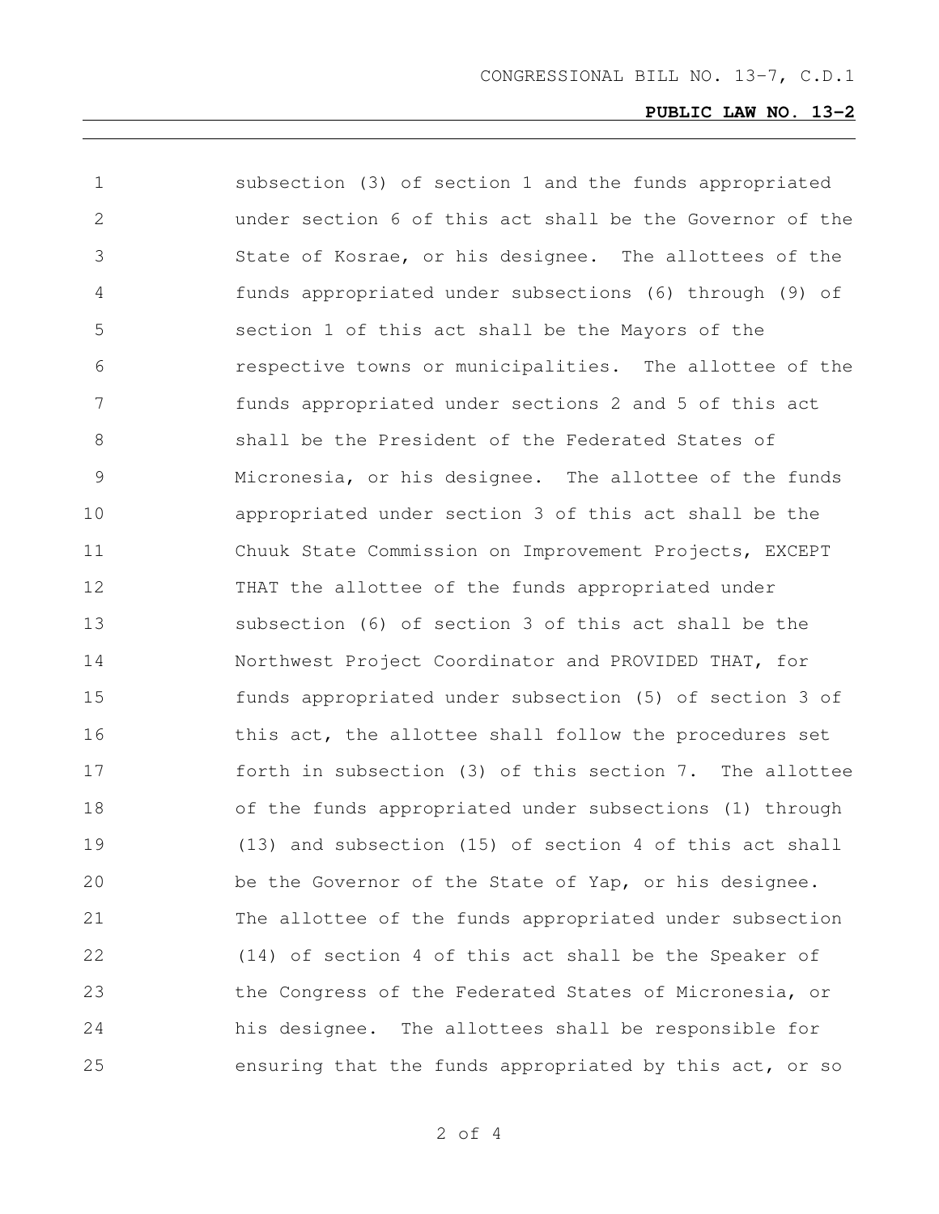subsection (3) of section 1 and the funds appropriated under section 6 of this act shall be the Governor of the State of Kosrae, or his designee. The allottees of the funds appropriated under subsections (6) through (9) of section 1 of this act shall be the Mayors of the respective towns or municipalities. The allottee of the funds appropriated under sections 2 and 5 of this act shall be the President of the Federated States of Micronesia, or his designee. The allottee of the funds appropriated under section 3 of this act shall be the Chuuk State Commission on Improvement Projects, EXCEPT THAT the allottee of the funds appropriated under subsection (6) of section 3 of this act shall be the Northwest Project Coordinator and PROVIDED THAT, for funds appropriated under subsection (5) of section 3 of this act, the allottee shall follow the procedures set forth in subsection (3) of this section 7. The allottee of the funds appropriated under subsections (1) through (13) and subsection (15) of section 4 of this act shall be the Governor of the State of Yap, or his designee. The allottee of the funds appropriated under subsection (14) of section 4 of this act shall be the Speaker of the Congress of the Federated States of Micronesia, or his designee. The allottees shall be responsible for ensuring that the funds appropriated by this act, or so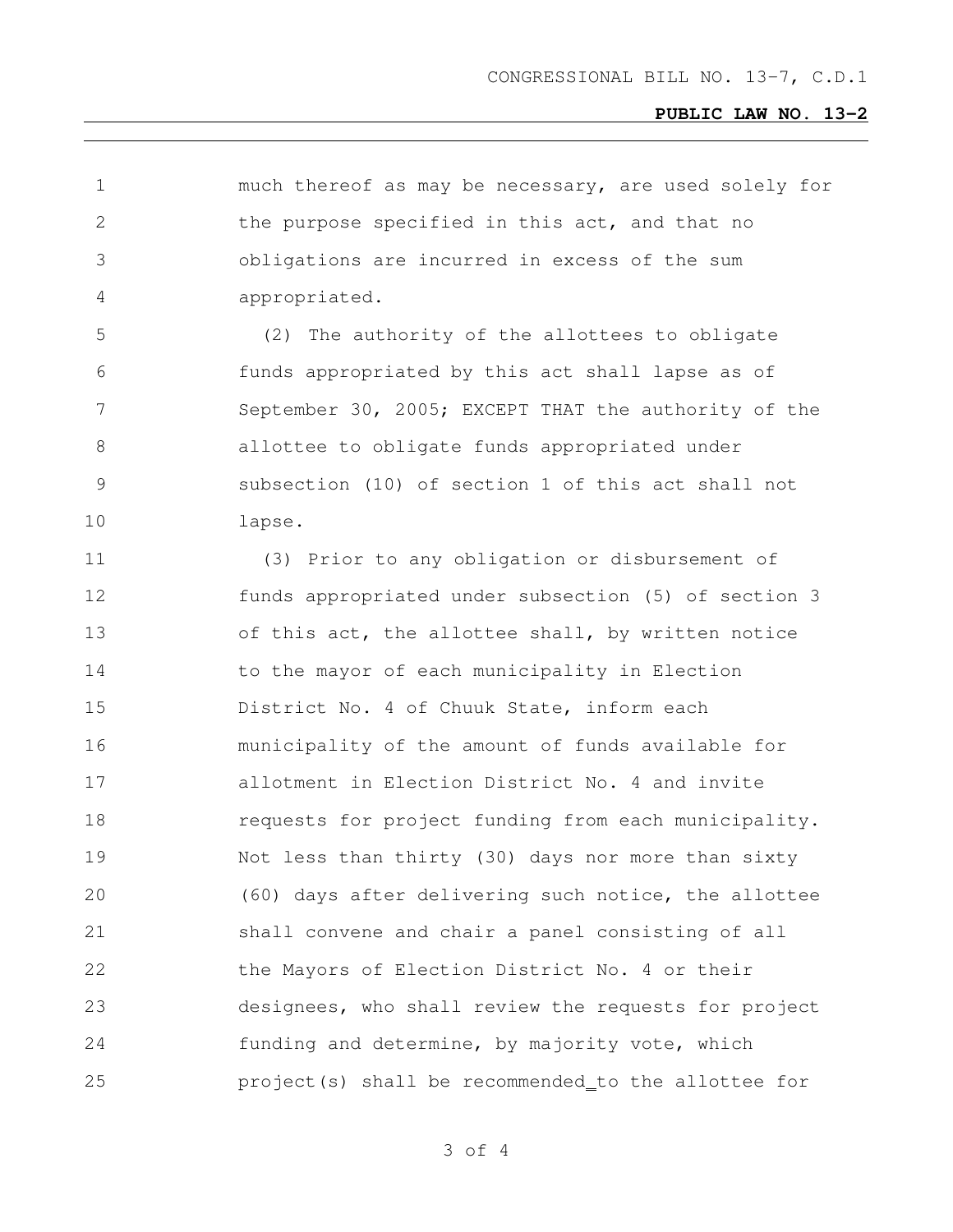much thereof as may be necessary, are used solely for the purpose specified in this act, and that no obligations are incurred in excess of the sum appropriated.

(2) The authority of the allottees to obligate funds appropriated by this act shall lapse as of September 30, 2005; EXCEPT THAT the authority of the allottee to obligate funds appropriated under subsection (10) of section 1 of this act shall not lapse.

(3) Prior to any obligation or disbursement of funds appropriated under subsection (5) of section 3 of this act, the allottee shall, by written notice to the mayor of each municipality in Election District No. 4 of Chuuk State, inform each municipality of the amount of funds available for allotment in Election District No. 4 and invite requests for project funding from each municipality. Not less than thirty (30) days nor more than sixty (60) days after delivering such notice, the allottee shall convene and chair a panel consisting of all the Mayors of Election District No. 4 or their designees, who shall review the requests for project funding and determine, by majority vote, which project(s) shall be recommended to the allottee for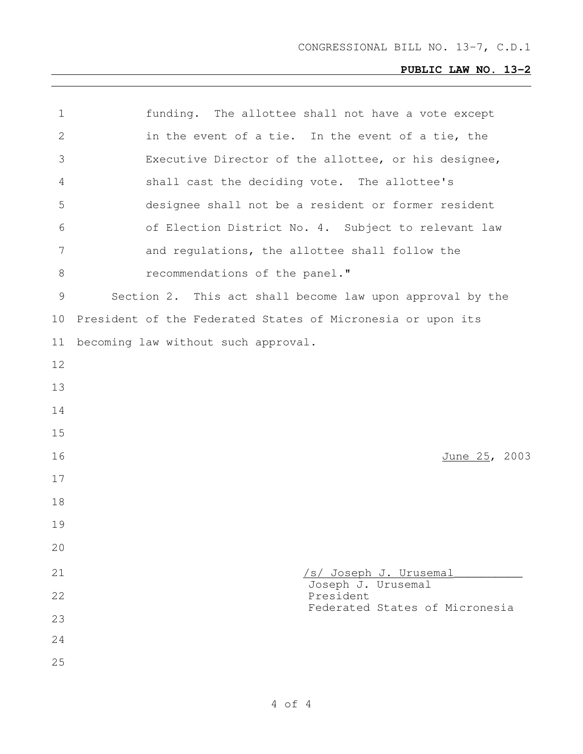funding. The allottee shall not have a vote except in the event of a tie. In the event of a tie, the Executive Director of the allottee, or his designee, shall cast the deciding vote. The allottee's designee shall not be a resident or former resident of Election District No. 4. Subject to relevant law and regulations, the allottee shall follow the recommendations of the panel."

Section 2. This act shall become law upon approval by the President of the Federated States of Micronesia or upon its becoming law without such approval.

June 25, 2003

/s/ Joseph J. Urusemal
Joseph J. Urusemal
President
Federated States of Micronesia